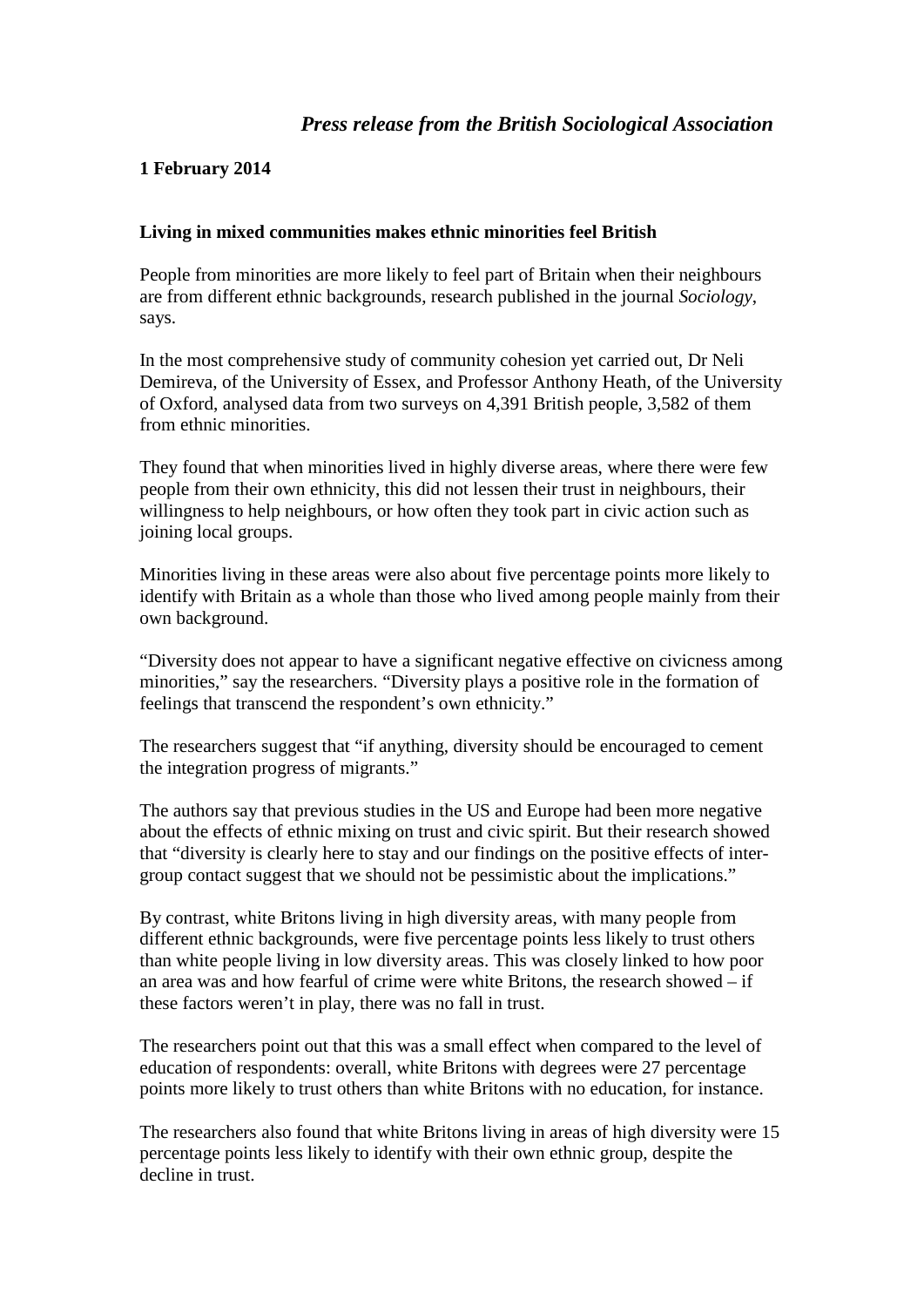*Press release from the British Sociological Association*

**1 February 2014**

**Living in mixed communities makes ethnic minorities feel British**

People from minorities are more likely to feel part of Britain when their neighbours are from different ethnic backgrounds, research published in the journal *Sociology*, says.

In the most comprehensive study of community cohesion yet carried out, Dr Neli Demireva, of the University of Essex, and Professor Anthony Heath, of the University of Oxford, analysed data from two surveys on 4,391 British people, 3,582 of them from ethnic minorities.

They found that when minorities lived in highly diverse areas, where there were few people from their own ethnicity, this did not lessen their trust in neighbours, their willingness to help neighbours, or how often they took part in civic action such as joining local groups.

Minorities living in these areas were also about five percentage points more likely to identify with Britain as a whole than those who lived among people mainly from their own background.

"Diversity does not appear to have a significant negative effective on civicness among minorities," say the researchers. "Diversity plays a positive role in the formation of feelings that transcend the respondent's own ethnicity."

The researchers suggest that "if anything, diversity should be encouraged to cement the integration progress of migrants."

The authors say that previous studies in the US and Europe had been more negative about the effects of ethnic mixing on trust and civic spirit. But their research showed that "diversity is clearly here to stay and our findings on the positive effects of inter-group contact suggest that we should not be pessimistic about the implications."

By contrast, white Britons living in high diversity areas, with many people from different ethnic backgrounds, were five percentage points less likely to trust others than white people living in low diversity areas. This was closely linked to how poor an area was and how fearful of crime were white Britons, the research showed – if these factors weren't in play, there was no fall in trust.

The researchers point out that this was a small effect when compared to the level of education of respondents: overall, white Britons with degrees were 27 percentage points more likely to trust others than white Britons with no education, for instance.

The researchers also found that white Britons living in areas of high diversity were 15 percentage points less likely to identify with their own ethnic group, despite the decline in trust.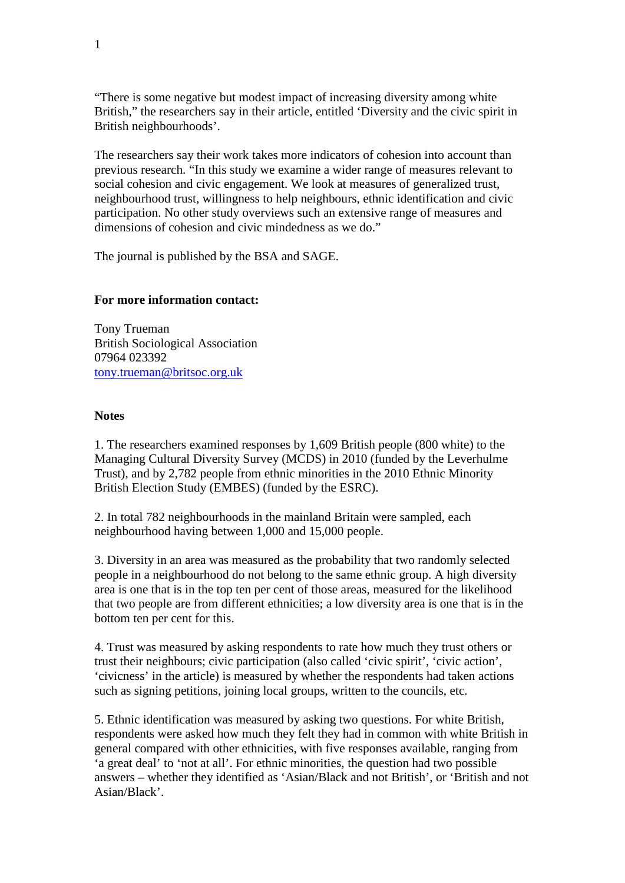"There is some negative but modest impact of increasing diversity among white British," the researchers say in their article, entitled 'Diversity and the civic spirit in British neighbourhoods'.

The researchers say their work takes more indicators of cohesion into account than previous research. "In this study we examine a wider range of measures relevant to social cohesion and civic engagement. We look at measures of generalized trust, neighbourhood trust, willingness to help neighbours, ethnic identification and civic participation. No other study overviews such an extensive range of measures and dimensions of cohesion and civic mindedness as we do."

The journal is published by the BSA and SAGE.

**For more information contact:**

Tony Trueman
British Sociological Association
07964 023392
tony.trueman@britsoc.org.uk

**Notes**

1. The researchers examined responses by 1,609 British people (800 white) to the Managing Cultural Diversity Survey (MCDS) in 2010 (funded by the Leverhulme Trust), and by 2,782 people from ethnic minorities in the 2010 Ethnic Minority British Election Study (EMBES) (funded by the ESRC).

2. In total 782 neighbourhoods in the mainland Britain were sampled, each neighbourhood having between 1,000 and 15,000 people.

3. Diversity in an area was measured as the probability that two randomly selected people in a neighbourhood do not belong to the same ethnic group. A high diversity area is one that is in the top ten per cent of those areas, measured for the likelihood that two people are from different ethnicities; a low diversity area is one that is in the bottom ten per cent for this.

4. Trust was measured by asking respondents to rate how much they trust others or trust their neighbours; civic participation (also called 'civic spirit', 'civic action', 'civicness' in the article) is measured by whether the respondents had taken actions such as signing petitions, joining local groups, written to the councils, etc.

5. Ethnic identification was measured by asking two questions. For white British, respondents were asked how much they felt they had in common with white British in general compared with other ethnicities, with five responses available, ranging from 'a great deal' to 'not at all'. For ethnic minorities, the question had two possible answers – whether they identified as 'Asian/Black and not British', or 'British and not Asian/Black'.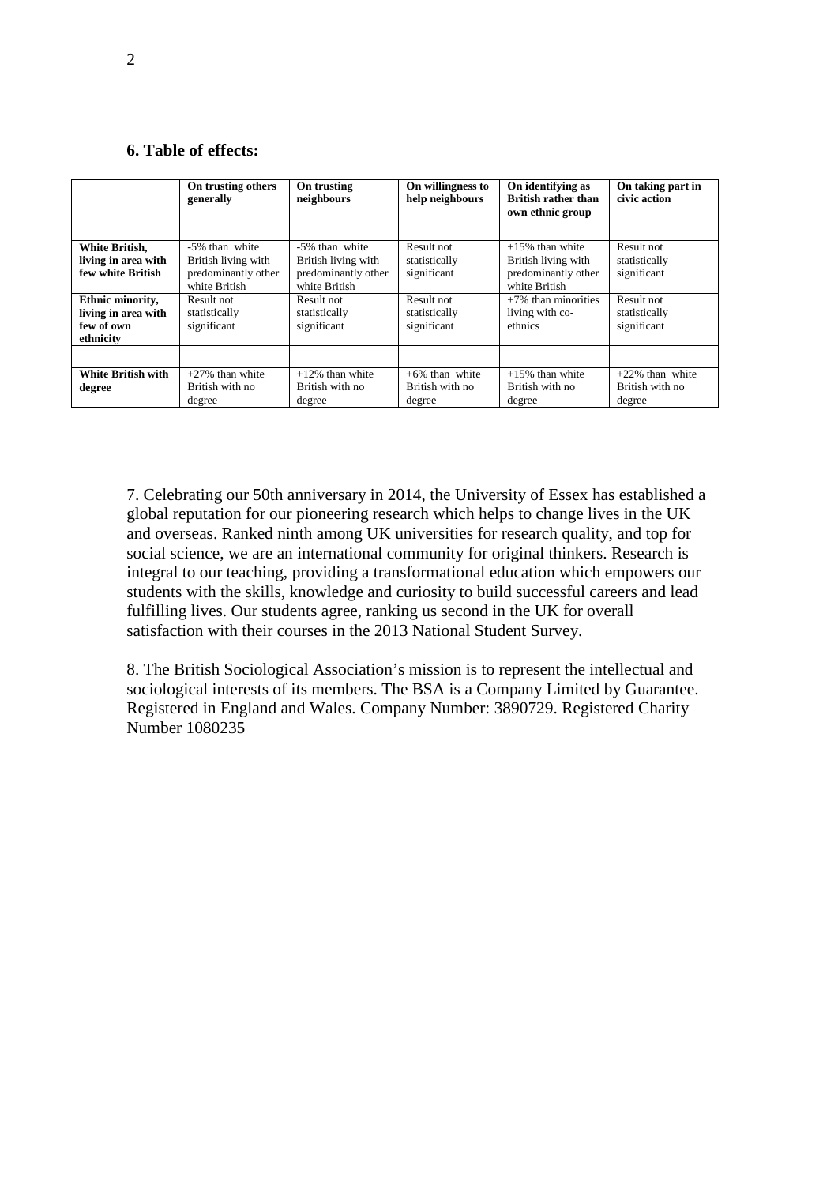**6. Table of effects:**

| | On trusting others generally | On trusting neighbours | On willingness to help neighbours | On identifying as British rather than own ethnic group | On taking part in civic action |
|---|---|---|---|---|---|
| **White British, living in area with few white British** | -5% than white British living with predominantly other white British | -5% than white British living with predominantly other white British | Result not statistically significant | +15% than white British living with predominantly other white British | Result not statistically significant |
| **Ethnic minority, living in area with few of own ethnicity** | Result not statistically significant | Result not statistically significant | Result not statistically significant | +7% than minorities living with co-ethnics | Result not statistically significant |
| | | | | | |
| **White British with degree** | +27% than white British with no degree | +12% than white British with no degree | +6% than white British with no degree | +15% than white British with no degree | +22% than white British with no degree |

7. Celebrating our 50th anniversary in 2014, the University of Essex has established a global reputation for our pioneering research which helps to change lives in the UK and overseas. Ranked ninth among UK universities for research quality, and top for social science, we are an international community for original thinkers. Research is integral to our teaching, providing a transformational education which empowers our students with the skills, knowledge and curiosity to build successful careers and lead fulfilling lives. Our students agree, ranking us second in the UK for overall satisfaction with their courses in the 2013 National Student Survey.

8. The British Sociological Association's mission is to represent the intellectual and sociological interests of its members. The BSA is a Company Limited by Guarantee. Registered in England and Wales. Company Number: 3890729. Registered Charity Number 1080235